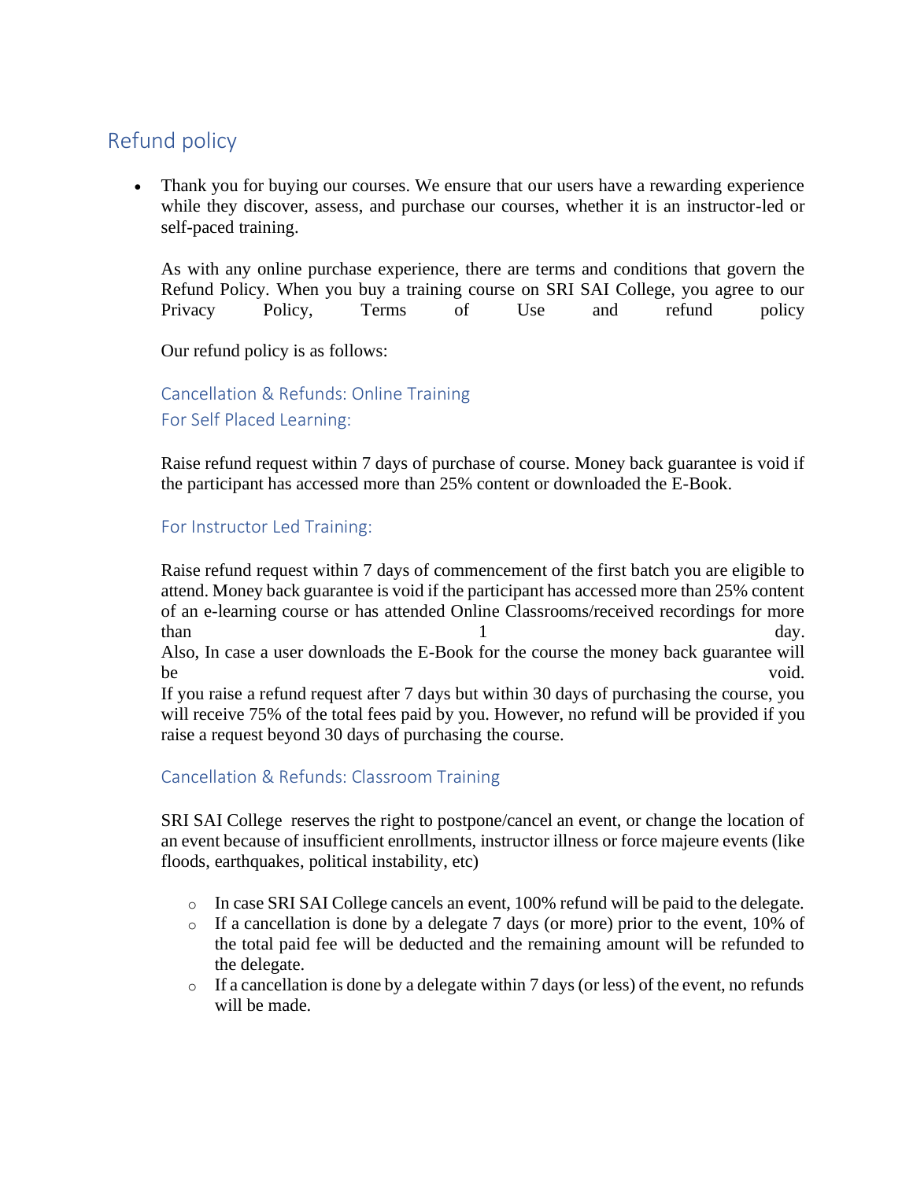## Refund policy

- Thank you for buying our courses. We ensure that our users have a rewarding experience while they discover, assess, and purchase our courses, whether it is an instructor-led or self-paced training.

  As with any online purchase experience, there are terms and conditions that govern the Refund Policy. When you buy a training course on SRI SAI College, you agree to our Privacy Policy, Terms of Use and refund policy

  Our refund policy is as follows:

  ### Cancellation & Refunds: Online Training

  ### For Self Placed Learning:

  Raise refund request within 7 days of purchase of course. Money back guarantee is void if the participant has accessed more than 25% content or downloaded the E-Book.

  ### For Instructor Led Training:

  Raise refund request within 7 days of commencement of the first batch you are eligible to attend. Money back guarantee is void if the participant has accessed more than 25% content of an e-learning course or has attended Online Classrooms/received recordings for more than 1 day.
  Also, In case a user downloads the E-Book for the course the money back guarantee will be void.
  If you raise a refund request after 7 days but within 30 days of purchasing the course, you will receive 75% of the total fees paid by you. However, no refund will be provided if you raise a request beyond 30 days of purchasing the course.

  ### Cancellation & Refunds: Classroom Training

  SRI SAI College reserves the right to postpone/cancel an event, or change the location of an event because of insufficient enrollments, instructor illness or force majeure events (like floods, earthquakes, political instability, etc)

  - In case SRI SAI College cancels an event, 100% refund will be paid to the delegate.
  - If a cancellation is done by a delegate 7 days (or more) prior to the event, 10% of the total paid fee will be deducted and the remaining amount will be refunded to the delegate.
  - If a cancellation is done by a delegate within 7 days (or less) of the event, no refunds will be made.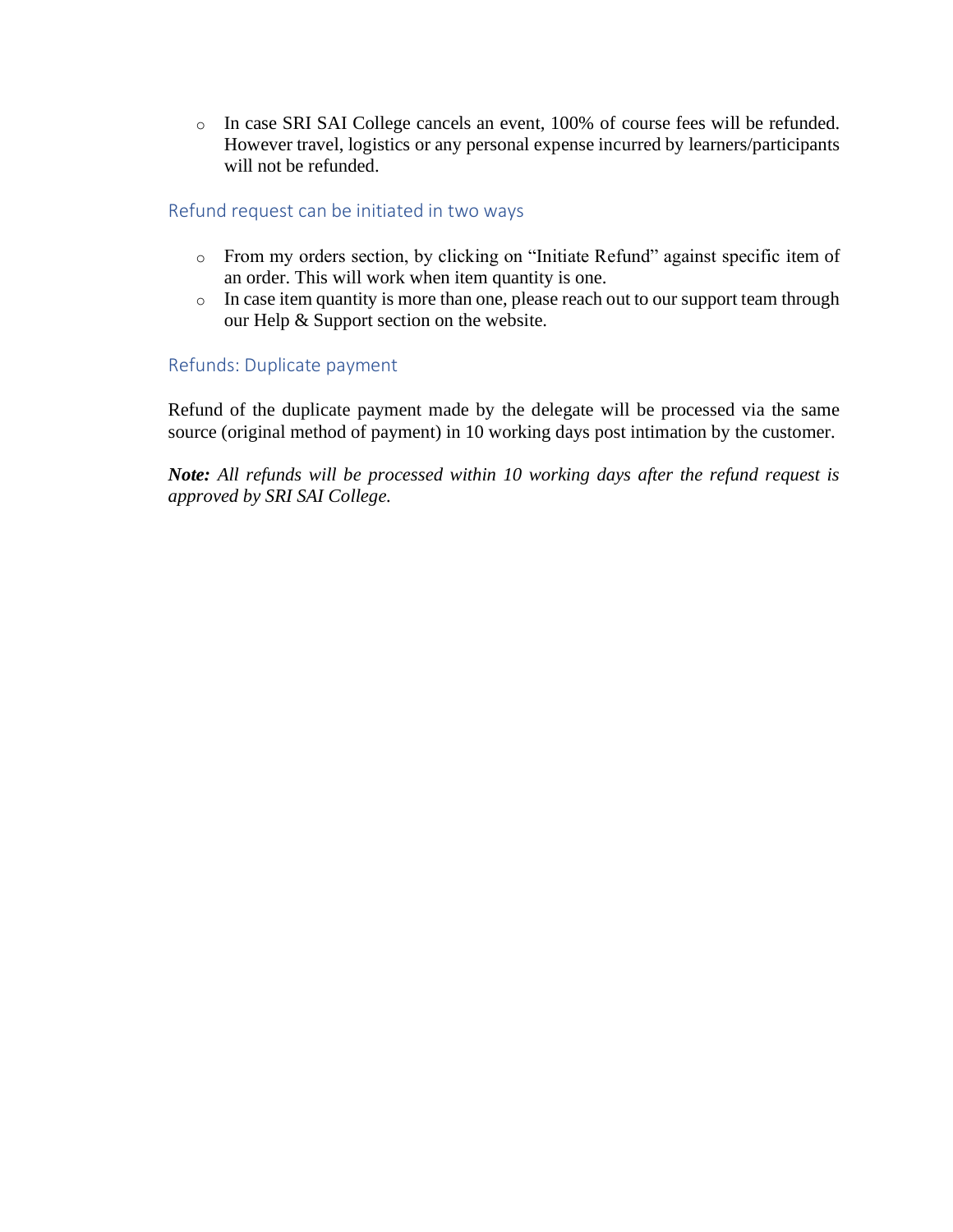- In case SRI SAI College cancels an event, 100% of course fees will be refunded. However travel, logistics or any personal expense incurred by learners/participants will not be refunded.

## Refund request can be initiated in two ways

- From my orders section, by clicking on "Initiate Refund" against specific item of an order. This will work when item quantity is one.
- In case item quantity is more than one, please reach out to our support team through our Help & Support section on the website.

## Refunds: Duplicate payment

Refund of the duplicate payment made by the delegate will be processed via the same source (original method of payment) in 10 working days post intimation by the customer.

***Note:*** *All refunds will be processed within 10 working days after the refund request is approved by SRI SAI College.*